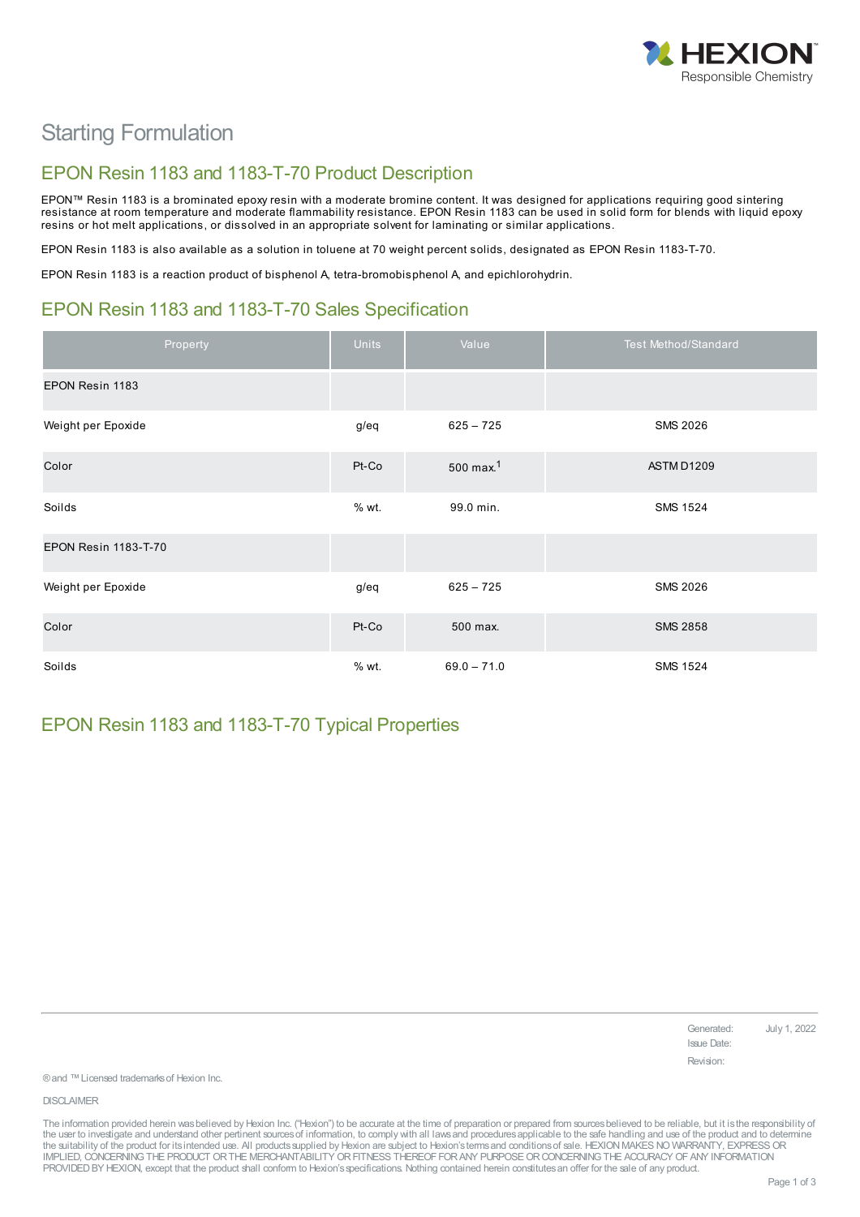# Starting Formulation

## EPON Resin 1183 and 1183-T-70 Product Description

EPON™ Resin 1183 is a brominated epoxy resin with a moderate bromine content. It was designed for applications requiring good sintering resistance at room temperature and moderate flammability resistance. EPON Resin 1183 can be used in solid form for blends with liquid epoxy resins or hot melt applications, or dissolved in an appropriate solvent for laminating or similar applications.

EPON Resin 1183 is also available as a solution in toluene at 70 weight percent solids, designated as EPON Resin 1183-T-70.

EPON Resin 1183 is a reaction product of bisphenol A, tetra-bromobisphenol A, and epichlorohydrin.

## EPON Resin 1183 and 1183-T-70 Sales Specification

| Property | Units | Value | Test Method/Standard |
|---|---|---|---|
| EPON Resin 1183 | | | |
| Weight per Epoxide | g/eq | 625 – 725 | SMS 2026 |
| Color | Pt-Co | 500 max.[1] | ASTM D1209 |
| Soilds | % wt. | 99.0 min. | SMS 1524 |
| EPON Resin 1183-T-70 | | | |
| Weight per Epoxide | g/eq | 625 – 725 | SMS 2026 |
| Color | Pt-Co | 500 max. | SMS 2858 |
| Soilds | % wt. | 69.0 – 71.0 | SMS 1524 |

## EPON Resin 1183 and 1183-T-70 Typical Properties

Generated: July 1, 2022
Issue Date:
Revision:

® and ™ Licensed trademarks of Hexion Inc.

DISCLAIMER

The information provided herein was believed by Hexion Inc. ("Hexion") to be accurate at the time of preparation or prepared from sources believed to be reliable, but it is the responsibility of the user to investigate and understand other pertinent sources of information, to comply with all laws and procedures applicable to the safe handling and use of the product and to determine the suitability of the product for its intended use. All products supplied by Hexion are subject to Hexion's terms and conditions of sale. HEXION MAKES NO WARRANTY, EXPRESS OR IMPLIED, CONCERNING THE PRODUCT OR THE MERCHANTABILITY OR FITNESS THEREOF FOR ANY PURPOSE OR CONCERNING THE ACCURACY OF ANY INFORMATION PROVIDED BY HEXION, except that the product shall conform to Hexion's specifications. Nothing contained herein constitutes an offer for the sale of any product.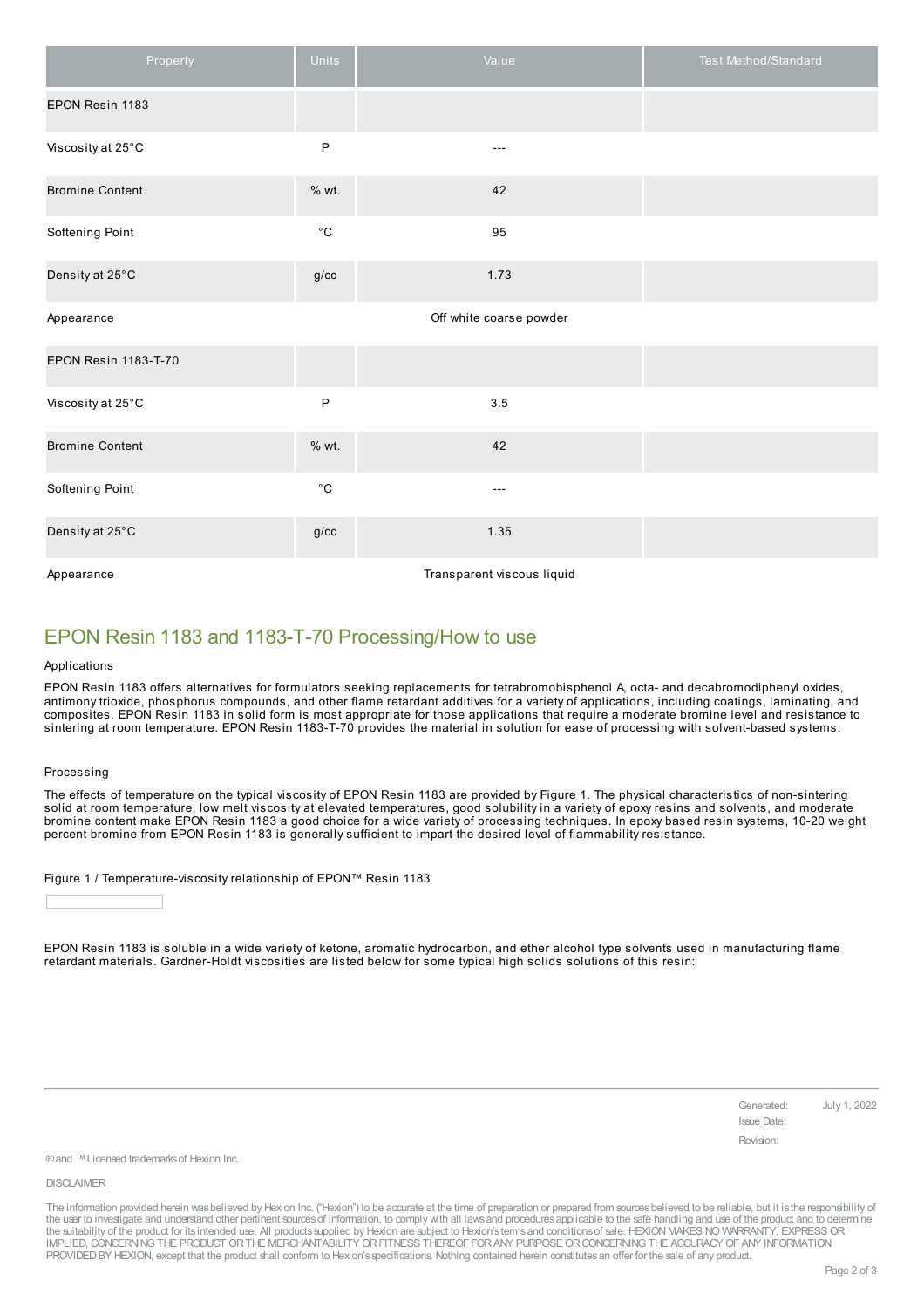| Property | Units | Value | Test Method/Standard |
|---|---|---|---|
| EPON Resin 1183 | | | |
| Viscosity at 25°C | P | --- | |
| Bromine Content | % wt. | 42 | |
| Softening Point | °C | 95 | |
| Density at 25°C | g/cc | 1.73 | |
| Appearance | | Off white coarse powder | |
| EPON Resin 1183-T-70 | | | |
| Viscosity at 25°C | P | 3.5 | |
| Bromine Content | % wt. | 42 | |
| Softening Point | °C | --- | |
| Density at 25°C | g/cc | 1.35 | |
| Appearance | | Transparent viscous liquid | |

## EPON Resin 1183 and 1183-T-70 Processing/How to use

### Applications

EPON Resin 1183 offers alternatives for formulators seeking replacements for tetrabromobisphenol A, octa- and decabromodiphenyl oxides, antimony trioxide, phosphorus compounds, and other flame retardant additives for a variety of applications, including coatings, laminating, and composites. EPON Resin 1183 in solid form is most appropriate for those applications that require a moderate bromine level and resistance to sintering at room temperature. EPON Resin 1183-T-70 provides the material in solution for ease of processing with solvent-based systems.

### Processing

The effects of temperature on the typical viscosity of EPON Resin 1183 are provided by Figure 1. The physical characteristics of non-sintering solid at room temperature, low melt viscosity at elevated temperatures, good solubility in a variety of epoxy resins and solvents, and moderate bromine content make EPON Resin 1183 a good choice for a wide variety of processing techniques. In epoxy based resin systems, 10-20 weight percent bromine from EPON Resin 1183 is generally sufficient to impart the desired level of flammability resistance.

Figure 1 / Temperature-viscosity relationship of EPON™ Resin 1183

EPON Resin 1183 is soluble in a wide variety of ketone, aromatic hydrocarbon, and ether alcohol type solvents used in manufacturing flame retardant materials. Gardner-Holdt viscosities are listed below for some typical high solids solutions of this resin:

Generated: July 1, 2022
Issue Date:
Revision:

® and ™ Licensed trademarks of Hexion Inc.

DISCLAIMER

The information provided herein was believed by Hexion Inc. ("Hexion") to be accurate at the time of preparation or prepared from sources believed to be reliable, but it is the responsibility of the user to investigate and understand other pertinent sources of information, to comply with all laws and procedures applicable to the safe handling and use of the product and to determine the suitability of the product for its intended use. All products supplied by Hexion are subject to Hexion's terms and conditions of sale. HEXION MAKES NO WARRANTY, EXPRESS OR IMPLIED, CONCERNING THE PRODUCT OR THE MERCHANTABILITY OR FITNESS THEREOF FOR ANY PURPOSE OR CONCERNING THE ACCURACY OF ANY INFORMATION PROVIDED BY HEXION, except that the product shall conform to Hexion's specifications. Nothing contained herein constitutes an offer for the sale of any product.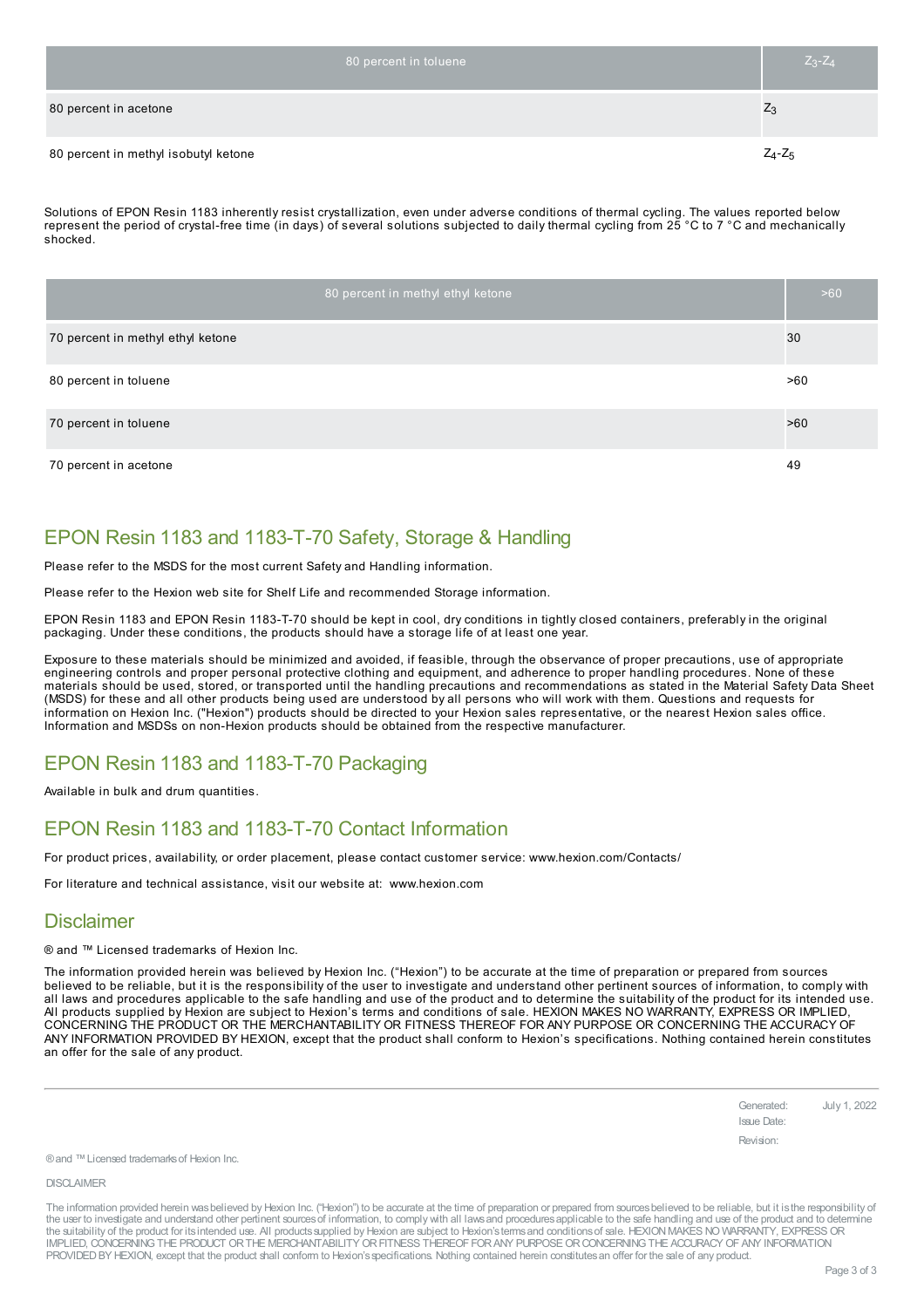| | |
|---|---|
| 80 percent in toluene | $Z_3$-$Z_4$ |
| 80 percent in acetone | $Z_3$ |
| 80 percent in methyl isobutyl ketone | $Z_4$-$Z_5$ |

Solutions of EPON Resin 1183 inherently resist crystallization, even under adverse conditions of thermal cycling. The values reported below represent the period of crystal-free time (in days) of several solutions subjected to daily thermal cycling from 25 °C to 7 °C and mechanically shocked.

| | |
|---|---|
| 80 percent in methyl ethyl ketone | >60 |
| 70 percent in methyl ethyl ketone | 30 |
| 80 percent in toluene | >60 |
| 70 percent in toluene | >60 |
| 70 percent in acetone | 49 |

## EPON Resin 1183 and 1183-T-70 Safety, Storage & Handling

Please refer to the MSDS for the most current Safety and Handling information.

Please refer to the Hexion web site for Shelf Life and recommended Storage information.

EPON Resin 1183 and EPON Resin 1183-T-70 should be kept in cool, dry conditions in tightly closed containers, preferably in the original packaging. Under these conditions, the products should have a storage life of at least one year.

Exposure to these materials should be minimized and avoided, if feasible, through the observance of proper precautions, use of appropriate engineering controls and proper personal protective clothing and equipment, and adherence to proper handling procedures. None of these materials should be used, stored, or transported until the handling precautions and recommendations as stated in the Material Safety Data Sheet (MSDS) for these and all other products being used are understood by all persons who will work with them. Questions and requests for information on Hexion Inc. ("Hexion") products should be directed to your Hexion sales representative, or the nearest Hexion sales office. Information and MSDSs on non-Hexion products should be obtained from the respective manufacturer.

## EPON Resin 1183 and 1183-T-70 Packaging

Available in bulk and drum quantities.

## EPON Resin 1183 and 1183-T-70 Contact Information

For product prices, availability, or order placement, please contact customer service: www.hexion.com/Contacts/

For literature and technical assistance, visit our website at: www.hexion.com

## Disclaimer

® and ™ Licensed trademarks of Hexion Inc.

The information provided herein was believed by Hexion Inc. ("Hexion") to be accurate at the time of preparation or prepared from sources believed to be reliable, but it is the responsibility of the user to investigate and understand other pertinent sources of information, to comply with all laws and procedures applicable to the safe handling and use of the product and to determine the suitability of the product for its intended use. All products supplied by Hexion are subject to Hexion's terms and conditions of sale. HEXION MAKES NO WARRANTY, EXPRESS OR IMPLIED, CONCERNING THE PRODUCT OR THE MERCHANTABILITY OR FITNESS THEREOF FOR ANY PURPOSE OR CONCERNING THE ACCURACY OF ANY INFORMATION PROVIDED BY HEXION, except that the product shall conform to Hexion's specifications. Nothing contained herein constitutes an offer for the sale of any product.

Generated: July 1, 2022
Issue Date:
Revision:

® and ™ Licensed trademarks of Hexion Inc.

DISCLAIMER

The information provided herein was believed by Hexion Inc. ("Hexion") to be accurate at the time of preparation or prepared from sources believed to be reliable, but it is the responsibility of the user to investigate and understand other pertinent sources of information, to comply with all laws and procedures applicable to the safe handling and use of the product and to determine the suitability of the product for its intended use. All products supplied by Hexion are subject to Hexion's terms and conditions of sale. HEXION MAKES NO WARRANTY, EXPRESS OR IMPLIED, CONCERNING THE PRODUCT OR THE MERCHANTABILITY OR FITNESS THEREOF FOR ANY PURPOSE OR CONCERNING THE ACCURACY OF ANY INFORMATION PROVIDED BY HEXION, except that the product shall conform to Hexion's specifications. Nothing contained herein constitutes an offer for the sale of any product.